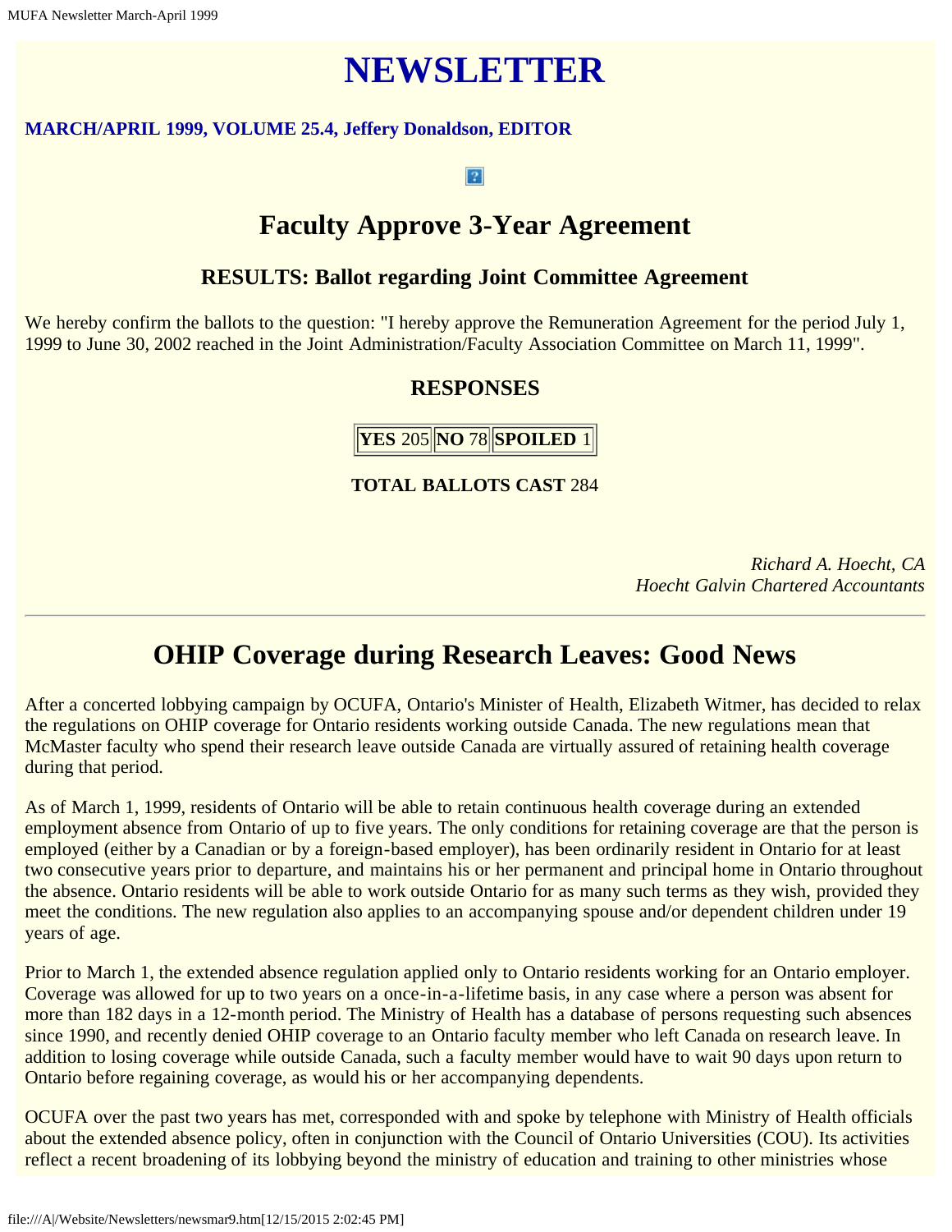# NEWSLETTER

**MARCH/APRIL 1999, VOLUME 25.4, Jeffery Donaldson, EDITOR**

## Faculty Approve 3-Year Agreement

### RESULTS: Ballot regarding Joint Committee Agreement

We hereby confirm the ballots to the question: "I hereby approve the Remuneration Agreement for the period July 1, 1999 to June 30, 2002 reached in the Joint Administration/Faculty Association Committee on March 11, 1999".

### RESPONSES

| **YES** 205 | **NO** 78 | **SPOILED** 1 |
|---|---|---|

**TOTAL BALLOTS CAST** 284

*Richard A. Hoecht, CA*
*Hoecht Galvin Chartered Accountants*

---

## OHIP Coverage during Research Leaves: Good News

After a concerted lobbying campaign by OCUFA, Ontario's Minister of Health, Elizabeth Witmer, has decided to relax the regulations on OHIP coverage for Ontario residents working outside Canada. The new regulations mean that McMaster faculty who spend their research leave outside Canada are virtually assured of retaining health coverage during that period.

As of March 1, 1999, residents of Ontario will be able to retain continuous health coverage during an extended employment absence from Ontario of up to five years. The only conditions for retaining coverage are that the person is employed (either by a Canadian or by a foreign-based employer), has been ordinarily resident in Ontario for at least two consecutive years prior to departure, and maintains his or her permanent and principal home in Ontario throughout the absence. Ontario residents will be able to work outside Ontario for as many such terms as they wish, provided they meet the conditions. The new regulation also applies to an accompanying spouse and/or dependent children under 19 years of age.

Prior to March 1, the extended absence regulation applied only to Ontario residents working for an Ontario employer. Coverage was allowed for up to two years on a once-in-a-lifetime basis, in any case where a person was absent for more than 182 days in a 12-month period. The Ministry of Health has a database of persons requesting such absences since 1990, and recently denied OHIP coverage to an Ontario faculty member who left Canada on research leave. In addition to losing coverage while outside Canada, such a faculty member would have to wait 90 days upon return to Ontario before regaining coverage, as would his or her accompanying dependents.

OCUFA over the past two years has met, corresponded with and spoke by telephone with Ministry of Health officials about the extended absence policy, often in conjunction with the Council of Ontario Universities (COU). Its activities reflect a recent broadening of its lobbying beyond the ministry of education and training to other ministries whose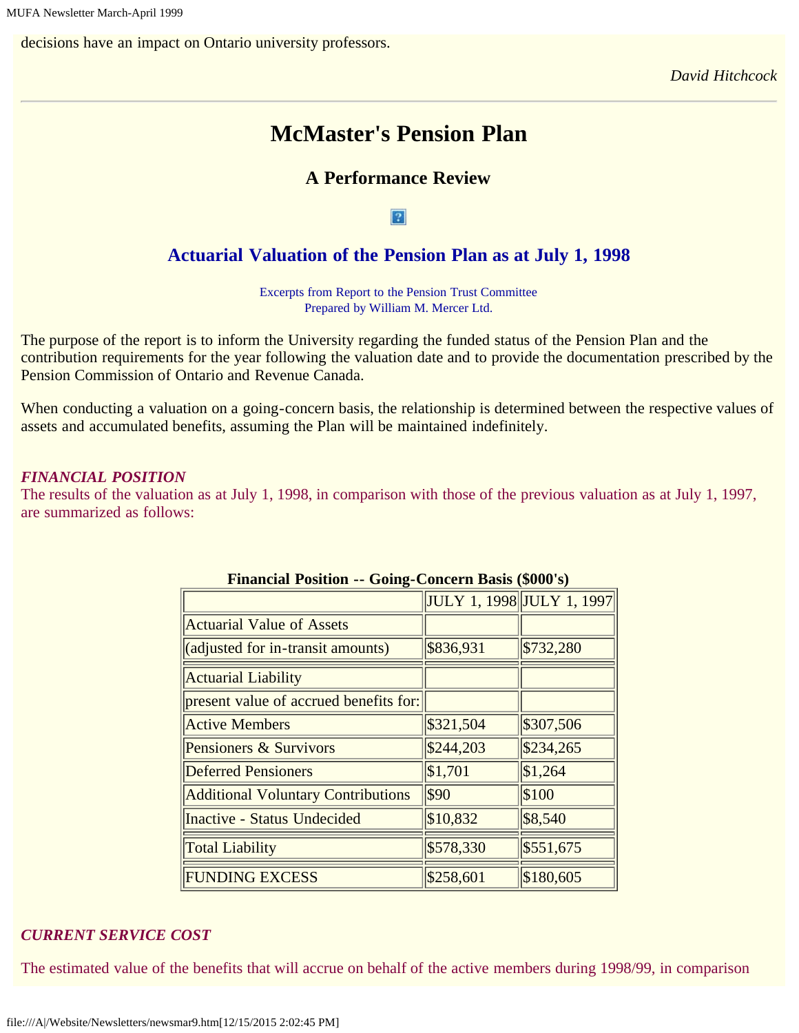decisions have an impact on Ontario university professors.

*David Hitchcock*

---

# McMaster's Pension Plan

## A Performance Review

## Actuarial Valuation of the Pension Plan as at July 1, 1998

Excerpts from Report to the Pension Trust Committee
Prepared by William M. Mercer Ltd.

The purpose of the report is to inform the University regarding the funded status of the Pension Plan and the contribution requirements for the year following the valuation date and to provide the documentation prescribed by the Pension Commission of Ontario and Revenue Canada.

When conducting a valuation on a going-concern basis, the relationship is determined between the respective values of assets and accumulated benefits, assuming the Plan will be maintained indefinitely.

### *FINANCIAL POSITION*

The results of the valuation as at July 1, 1998, in comparison with those of the previous valuation as at July 1, 1997, are summarized as follows:

**Financial Position -- Going-Concern Basis ($000's)**

| | JULY 1, 1998 | JULY 1, 1997 |
|---|---|---|
| Actuarial Value of Assets | | |
| (adjusted for in-transit amounts) | $836,931 | $732,280 |
| Actuarial Liability | | |
| present value of accrued benefits for: | | |
| Active Members | $321,504 | $307,506 |
| Pensioners & Survivors | $244,203 | $234,265 |
| Deferred Pensioners | $1,701 | $1,264 |
| Additional Voluntary Contributions | $90 | $100 |
| Inactive - Status Undecided | $10,832 | $8,540 |
| Total Liability | $578,330 | $551,675 |
| FUNDING EXCESS | $258,601 | $180,605 |

### *CURRENT SERVICE COST*

The estimated value of the benefits that will accrue on behalf of the active members during 1998/99, in comparison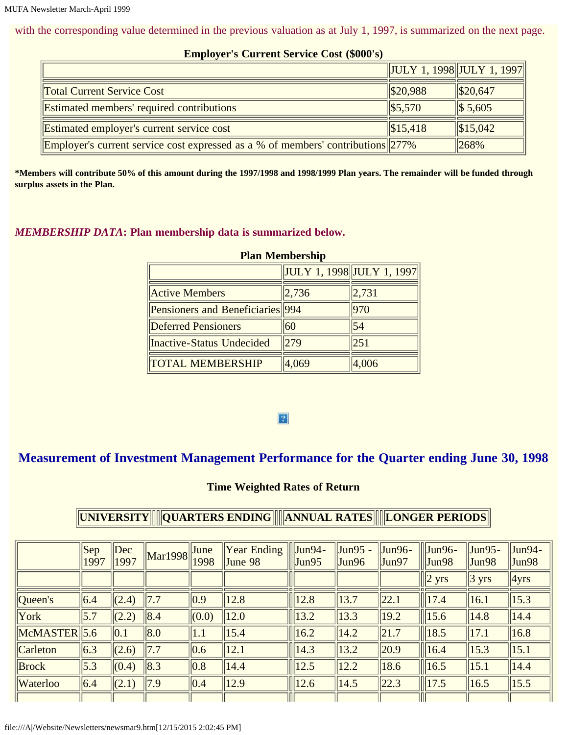with the corresponding value determined in the previous valuation as at July 1, 1997, is summarized on the next page.

**Employer's Current Service Cost ($000's)**

| | JULY 1, 1998 | JULY 1, 1997 |
|---|---|---|
| Total Current Service Cost | $20,988 | $20,647 |
| Estimated members' required contributions | $5,570 | $ 5,605 |
| Estimated employer's current service cost | $15,418 | $15,042 |
| Employer's current service cost expressed as a % of members' contributions | 277% | 268% |

**\*Members will contribute 50% of this amount during the 1997/1998 and 1998/1999 Plan years. The remainder will be funded through surplus assets in the Plan.**

***MEMBERSHIP DATA*: Plan membership data is summarized below.**

**Plan Membership**

| | JULY 1, 1998 | JULY 1, 1997 |
|---|---|---|
| Active Members | 2,736 | 2,731 |
| Pensioners and Beneficiaries | 994 | 970 |
| Deferred Pensioners | 60 | 54 |
| Inactive-Status Undecided | 279 | 251 |
| TOTAL MEMBERSHIP | 4,069 | 4,006 |

## Measurement of Investment Management Performance for the Quarter ending June 30, 1998

**Time Weighted Rates of Return**

| UNIVERSITY | QUARTERS ENDING | | | | | ANNUAL RATES | | | LONGER PERIODS | | |
|---|---|---|---|---|---|---|---|---|---|---|---|
| | Sep 1997 | Dec 1997 | Mar1998 | June 1998 | Year Ending June 98 | Jun94-Jun95 | Jun95 - Jun96 | Jun96-Jun97 | Jun96-Jun98 | Jun95-Jun98 | Jun94-Jun98 |
| | | | | | | | | | 2 yrs | 3 yrs | 4yrs |
| Queen's | 6.4 | (2.4) | 7.7 | 0.9 | 12.8 | 12.8 | 13.7 | 22.1 | 17.4 | 16.1 | 15.3 |
| York | 5.7 | (2.2) | 8.4 | (0.0) | 12.0 | 13.2 | 13.3 | 19.2 | 15.6 | 14.8 | 14.4 |
| McMASTER | 5.6 | 0.1 | 8.0 | 1.1 | 15.4 | 16.2 | 14.2 | 21.7 | 18.5 | 17.1 | 16.8 |
| Carleton | 6.3 | (2.6) | 7.7 | 0.6 | 12.1 | 14.3 | 13.2 | 20.9 | 16.4 | 15.3 | 15.1 |
| Brock | 5.3 | (0.4) | 8.3 | 0.8 | 14.4 | 12.5 | 12.2 | 18.6 | 16.5 | 15.1 | 14.4 |
| Waterloo | 6.4 | (2.1) | 7.9 | 0.4 | 12.9 | 12.6 | 14.5 | 22.3 | 17.5 | 16.5 | 15.5 |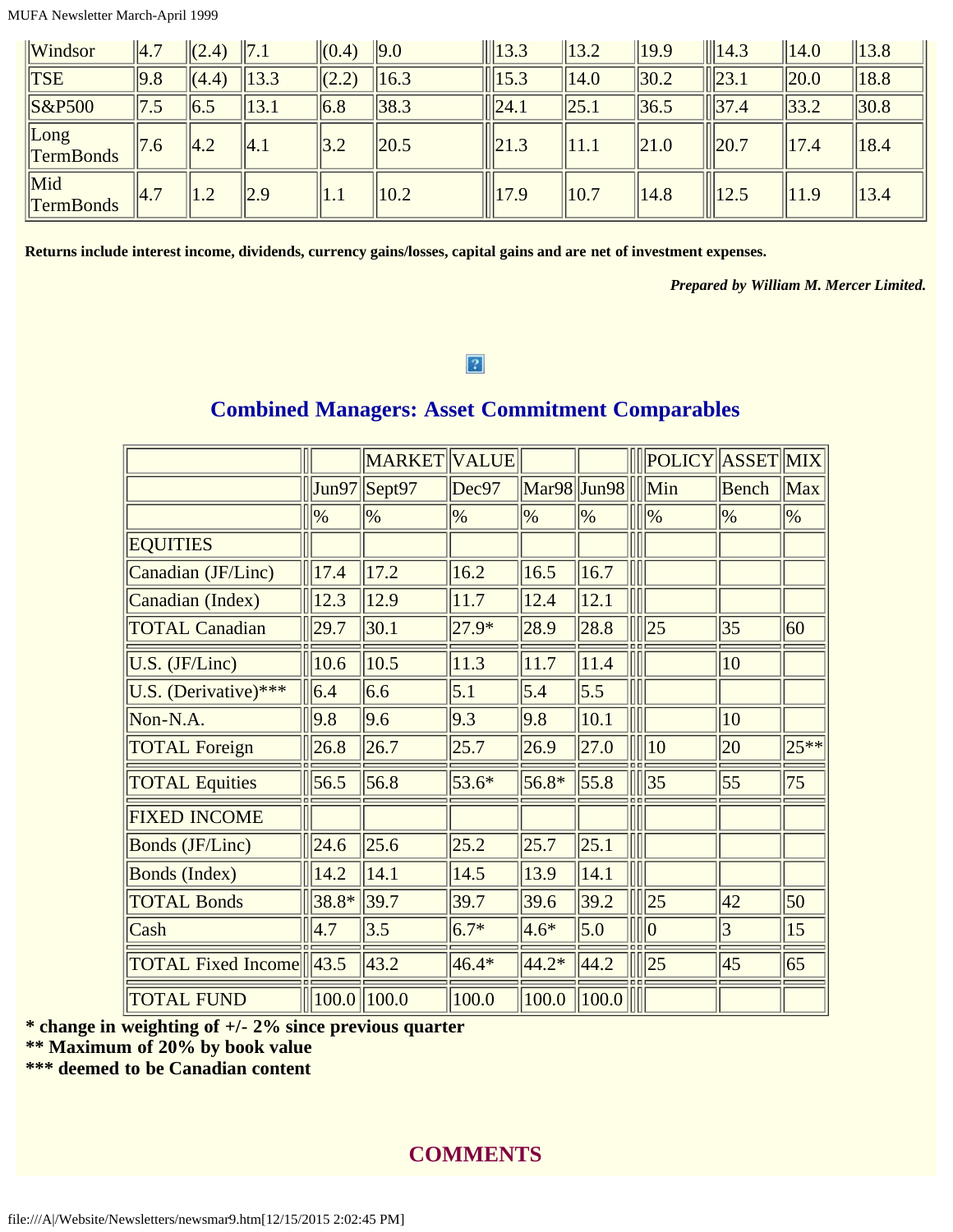| Windsor | 4.7 | (2.4) | 7.1 | (0.4) | 9.0 | 13.3 | 13.2 | 19.9 | 14.3 | 14.0 | 13.8 |
|---|---|---|---|---|---|---|---|---|---|---|---|
| TSE | 9.8 | (4.4) | 13.3 | (2.2) | 16.3 | 15.3 | 14.0 | 30.2 | 23.1 | 20.0 | 18.8 |
| S&P500 | 7.5 | 6.5 | 13.1 | 6.8 | 38.3 | 24.1 | 25.1 | 36.5 | 37.4 | 33.2 | 30.8 |
| Long TermBonds | 7.6 | 4.2 | 4.1 | 3.2 | 20.5 | 21.3 | 11.1 | 21.0 | 20.7 | 17.4 | 18.4 |
| Mid TermBonds | 4.7 | 1.2 | 2.9 | 1.1 | 10.2 | 17.9 | 10.7 | 14.8 | 12.5 | 11.9 | 13.4 |

**Returns include interest income, dividends, currency gains/losses, capital gains and are net of investment expenses.**

***Prepared by William M. Mercer Limited.***

## Combined Managers: Asset Commitment Comparables

| | | MARKET | VALUE | | | POLICY | ASSET | MIX |
|---|---|---|---|---|---|---|---|---|
| | Jun97 | Sept97 | Dec97 | Mar98 | Jun98 | Min | Bench | Max |
| | % | % | % | % | % | % | % | % |
| EQUITIES | | | | | | | | |
| Canadian (JF/Linc) | 17.4 | 17.2 | 16.2 | 16.5 | 16.7 | | | |
| Canadian (Index) | 12.3 | 12.9 | 11.7 | 12.4 | 12.1 | | | |
| TOTAL Canadian | 29.7 | 30.1 | 27.9* | 28.9 | 28.8 | 25 | 35 | 60 |
| U.S. (JF/Linc) | 10.6 | 10.5 | 11.3 | 11.7 | 11.4 | | 10 | |
| U.S. (Derivative)*** | 6.4 | 6.6 | 5.1 | 5.4 | 5.5 | | | |
| Non-N.A. | 9.8 | 9.6 | 9.3 | 9.8 | 10.1 | | 10 | |
| TOTAL Foreign | 26.8 | 26.7 | 25.7 | 26.9 | 27.0 | 10 | 20 | 25** |
| TOTAL Equities | 56.5 | 56.8 | 53.6* | 56.8* | 55.8 | 35 | 55 | 75 |
| FIXED INCOME | | | | | | | | |
| Bonds (JF/Linc) | 24.6 | 25.6 | 25.2 | 25.7 | 25.1 | | | |
| Bonds (Index) | 14.2 | 14.1 | 14.5 | 13.9 | 14.1 | | | |
| TOTAL Bonds | 38.8* | 39.7 | 39.7 | 39.6 | 39.2 | 25 | 42 | 50 |
| Cash | 4.7 | 3.5 | 6.7* | 4.6* | 5.0 | 0 | 3 | 15 |
| TOTAL Fixed Income | 43.5 | 43.2 | 46.4* | 44.2* | 44.2 | 25 | 45 | 65 |
| TOTAL FUND | 100.0 | 100.0 | 100.0 | 100.0 | 100.0 | | | |

**\* change in weighting of +/- 2% since previous quarter**
**\*\* Maximum of 20% by book value**
**\*\*\* deemed to be Canadian content**

## COMMENTS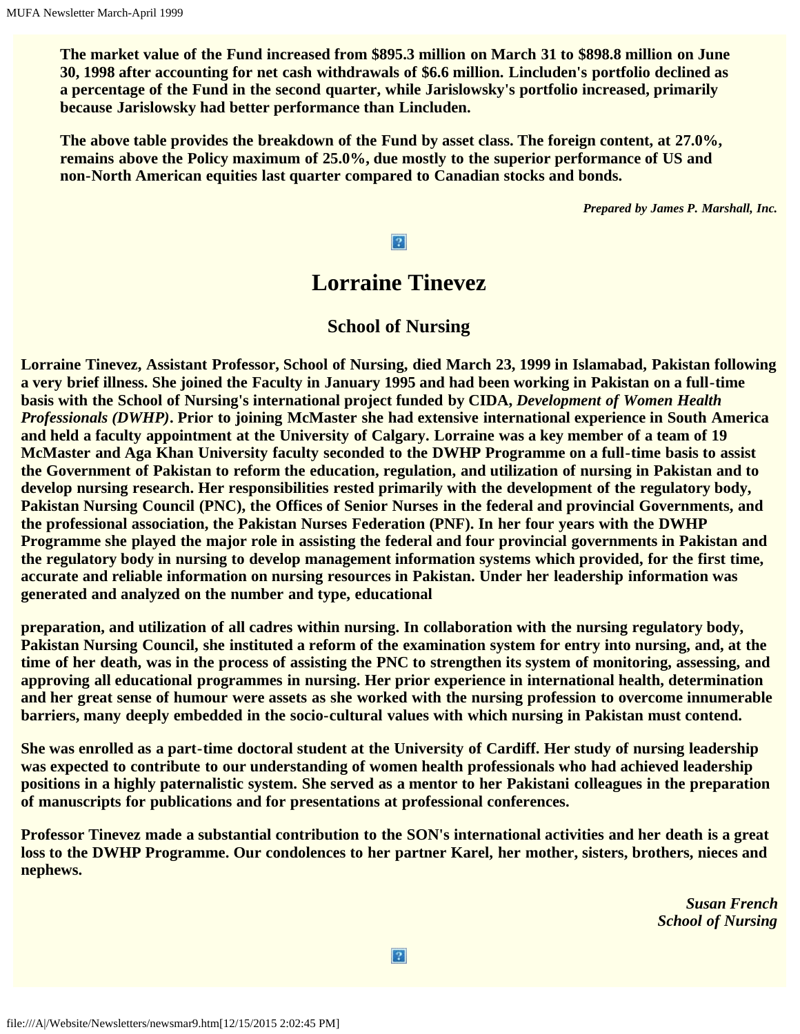**The market value of the Fund increased from $895.3 million on March 31 to $898.8 million on June 30, 1998 after accounting for net cash withdrawals of $6.6 million. Lincluden's portfolio declined as a percentage of the Fund in the second quarter, while Jarislowsky's portfolio increased, primarily because Jarislowsky had better performance than Lincluden.**

**The above table provides the breakdown of the Fund by asset class. The foreign content, at 27.0%, remains above the Policy maximum of 25.0%, due mostly to the superior performance of US and non-North American equities last quarter compared to Canadian stocks and bonds.**

***Prepared by James P. Marshall, Inc.***

# Lorraine Tinevez

## School of Nursing

**Lorraine Tinevez, Assistant Professor, School of Nursing, died March 23, 1999 in Islamabad, Pakistan following a very brief illness. She joined the Faculty in January 1995 and had been working in Pakistan on a full-time basis with the School of Nursing's international project funded by CIDA, *Development of Women Health Professionals (DWHP)*. Prior to joining McMaster she had extensive international experience in South America and held a faculty appointment at the University of Calgary. Lorraine was a key member of a team of 19 McMaster and Aga Khan University faculty seconded to the DWHP Programme on a full-time basis to assist the Government of Pakistan to reform the education, regulation, and utilization of nursing in Pakistan and to develop nursing research. Her responsibilities rested primarily with the development of the regulatory body, Pakistan Nursing Council (PNC), the Offices of Senior Nurses in the federal and provincial Governments, and the professional association, the Pakistan Nurses Federation (PNF). In her four years with the DWHP Programme she played the major role in assisting the federal and four provincial governments in Pakistan and the regulatory body in nursing to develop management information systems which provided, for the first time, accurate and reliable information on nursing resources in Pakistan. Under her leadership information was generated and analyzed on the number and type, educational preparation, and utilization of all cadres within nursing. In collaboration with the nursing regulatory body, Pakistan Nursing Council, she instituted a reform of the examination system for entry into nursing, and, at the time of her death, was in the process of assisting the PNC to strengthen its system of monitoring, assessing, and approving all educational programmes in nursing. Her prior experience in international health, determination and her great sense of humour were assets as she worked with the nursing profession to overcome innumerable barriers, many deeply embedded in the socio-cultural values with which nursing in Pakistan must contend.**

**She was enrolled as a part-time doctoral student at the University of Cardiff. Her study of nursing leadership was expected to contribute to our understanding of women health professionals who had achieved leadership positions in a highly paternalistic system. She served as a mentor to her Pakistani colleagues in the preparation of manuscripts for publications and for presentations at professional conferences.**

**Professor Tinevez made a substantial contribution to the SON's international activities and her death is a great loss to the DWHP Programme. Our condolences to her partner Karel, her mother, sisters, brothers, nieces and nephews.**

***Susan French***
***School of Nursing***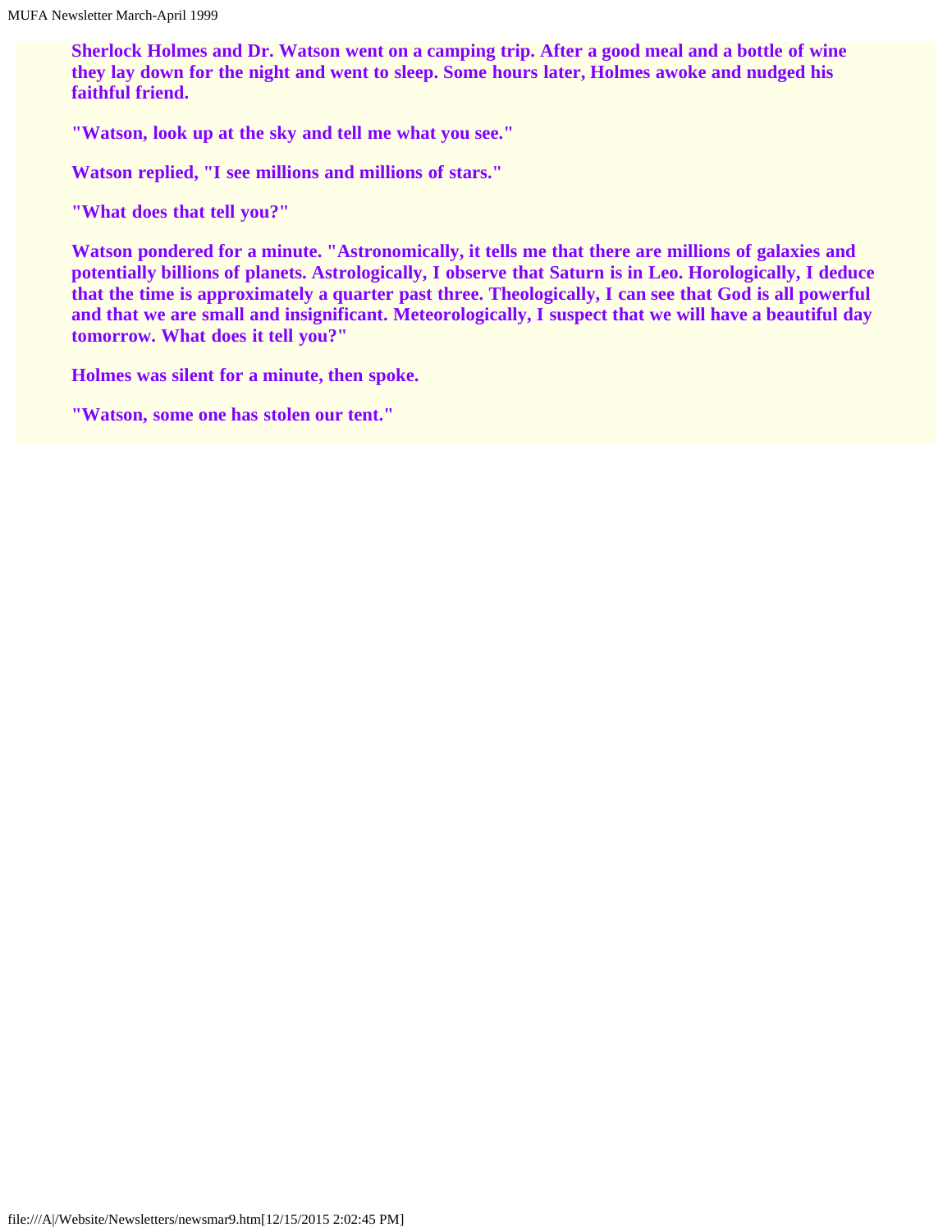**Sherlock Holmes and Dr. Watson went on a camping trip. After a good meal and a bottle of wine they lay down for the night and went to sleep. Some hours later, Holmes awoke and nudged his faithful friend.**

**"Watson, look up at the sky and tell me what you see."**

**Watson replied, "I see millions and millions of stars."**

**"What does that tell you?"**

**Watson pondered for a minute. "Astronomically, it tells me that there are millions of galaxies and potentially billions of planets. Astrologically, I observe that Saturn is in Leo. Horologically, I deduce that the time is approximately a quarter past three. Theologically, I can see that God is all powerful and that we are small and insignificant. Meteorologically, I suspect that we will have a beautiful day tomorrow. What does it tell you?"**

**Holmes was silent for a minute, then spoke.**

**"Watson, some one has stolen our tent."**